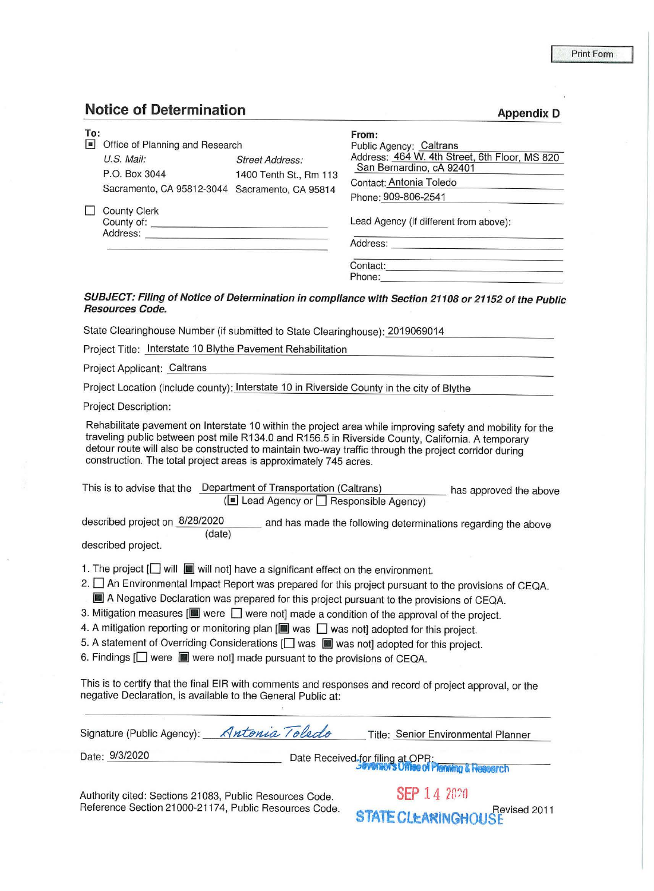Print Form

# Notice of Determination

**Appendix D**

**To:**

- [■] Office of Planning and Research
  - *U.S. Mail:* P.O. Box 3044, Sacramento, CA 95812-3044
  - *Street Address:* 1400 Tenth St., Rm 113, Sacramento, CA 95814
- [ ] County Clerk
  - County of: ____________________
  - Address: ____________________

**From:**

Public Agency: Caltrans
Address: 464 W. 4th Street, 6th Floor, MS 820, San Bernardino, cA 92401
Contact: Antonia Toledo
Phone: 909-806-2541

Lead Agency (if different from above): ____________________

Address: ____________________

Contact: ____________________
Phone: ____________________

***SUBJECT: Filing of Notice of Determination in compliance with Section 21108 or 21152 of the Public Resources Code.***

State Clearinghouse Number (if submitted to State Clearinghouse): 2019069014

Project Title: Interstate 10 Blythe Pavement Rehabilitation

Project Applicant: Caltrans

Project Location (include county): Interstate 10 in Riverside County in the city of Blythe

Project Description:

Rehabilitate pavement on Interstate 10 within the project area while improving safety and mobility for the traveling public between post mile R134.0 and R156.5 in Riverside County, California. A temporary detour route will also be constructed to maintain two-way traffic through the project corridor during construction. The total project areas is approximately 745 acres.

This is to advise that the Department of Transportation (Caltrans) ([■] Lead Agency or [ ] Responsible Agency) has approved the above described project on 8/28/2020 (date) and has made the following determinations regarding the above described project.

1. The project [[ ] will [■] will not] have a significant effect on the environment.
2. [ ] An Environmental Impact Report was prepared for this project pursuant to the provisions of CEQA.
   [■] A Negative Declaration was prepared for this project pursuant to the provisions of CEQA.
3. Mitigation measures [[■] were [ ] were not] made a condition of the approval of the project.
4. A mitigation reporting or monitoring plan [[■] was [ ] was not] adopted for this project.
5. A statement of Overriding Considerations [[ ] was [■] was not] adopted for this project.
6. Findings [[ ] were [■] were not] made pursuant to the provisions of CEQA.

This is to certify that the final EIR with comments and responses and record of project approval, or the negative Declaration, is available to the General Public at:

____________________

Signature (Public Agency): *Antonia Toledo* Title: Senior Environmental Planner

Date: 9/3/2020 Date Received for filing at OPR: Governor's Office of Planning & Research SEP 14 2020 STATE CLEARINGHOUSE

Authority cited: Sections 21083, Public Resources Code.
Reference Section 21000-21174, Public Resources Code.

Revised 2011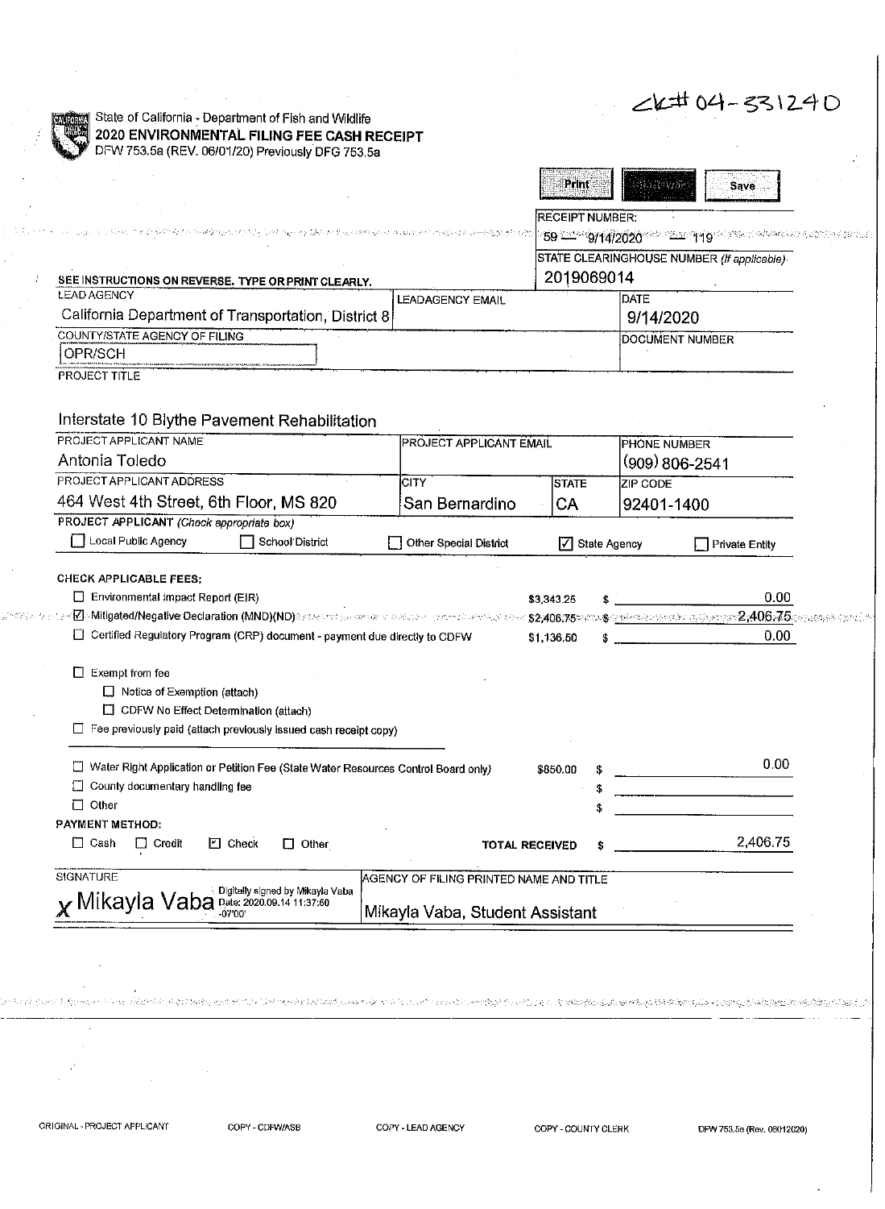ck# 04-331240

State of California - Department of Fish and Wildlife
**2020 ENVIRONMENTAL FILING FEE CASH RECEIPT**
DFW 753.5a (REV. 06/01/20) Previously DFG 753.5a

Print | Save

RECEIPT NUMBER:
59 — 9/14/2020 — 119

STATE CLEARINGHOUSE NUMBER (If applicable)
2019069014

SEE INSTRUCTIONS ON REVERSE. TYPE OR PRINT CLEARLY.

| LEAD AGENCY | LEADAGENCY EMAIL | DATE |
|---|---|---|
| California Department of Transportation, District 8 | | 9/14/2020 |
| **COUNTY/STATE AGENCY OF FILING** | | **DOCUMENT NUMBER** |
| OPR/SCH | | |

PROJECT TITLE

Interstate 10 Blythe Pavement Rehabilitation

| PROJECT APPLICANT NAME | PROJECT APPLICANT EMAIL | | PHONE NUMBER |
|---|---|---|---|
| Antonia Toledo | | | (909) 806-2541 |
| **PROJECT APPLICANT ADDRESS** | **CITY** | **STATE** | **ZIP CODE** |
| 464 West 4th Street, 6th Floor, MS 820 | San Bernardino | CA | 92401-1400 |

PROJECT APPLICANT *(Check appropriate box)*

☐ Local Public Agency ☐ School District ☐ Other Special District ☑ State Agency ☐ Private Entity

**CHECK APPLICABLE FEES:**

| | | |
|---|---|---|
| ☐ Environmental Impact Report (EIR) | $3,343.25 | $ 0.00 |
| ☑ Mitigated/Negative Declaration (MND)(ND) | $2,406.75 | $ 2,406.75 |
| ☐ Certified Regulatory Program (CRP) document - payment due directly to CDFW | $1,136.50 | $ 0.00 |

☐ Exempt from fee
- ☐ Notice of Exemption (attach)
- ☐ CDFW No Effect Determination (attach)

☐ Fee previously paid (attach previously issued cash receipt copy)

| | | |
|---|---|---|
| ☐ Water Right Application or Petition Fee (State Water Resources Control Board only) | $850.00 | $ 0.00 |
| ☐ County documentary handling fee | | $ |
| ☐ Other | | $ |

**PAYMENT METHOD:**

☐ Cash ☐ Credit ☑ Check ☐ Other

**TOTAL RECEIVED** $ 2,406.75

| SIGNATURE | AGENCY OF FILING PRINTED NAME AND TITLE |
|---|---|
| X Mikayla Vaba (Digitally signed by Mikayla Vaba Date: 2020.09.14 11:37:50 -07'00') | Mikayla Vaba, Student Assistant |

ORIGINAL - PROJECT APPLICANT COPY - CDFW/ASB COPY - LEAD AGENCY COPY - COUNTY CLERK DFW 753.5a (Rev. 06012020)